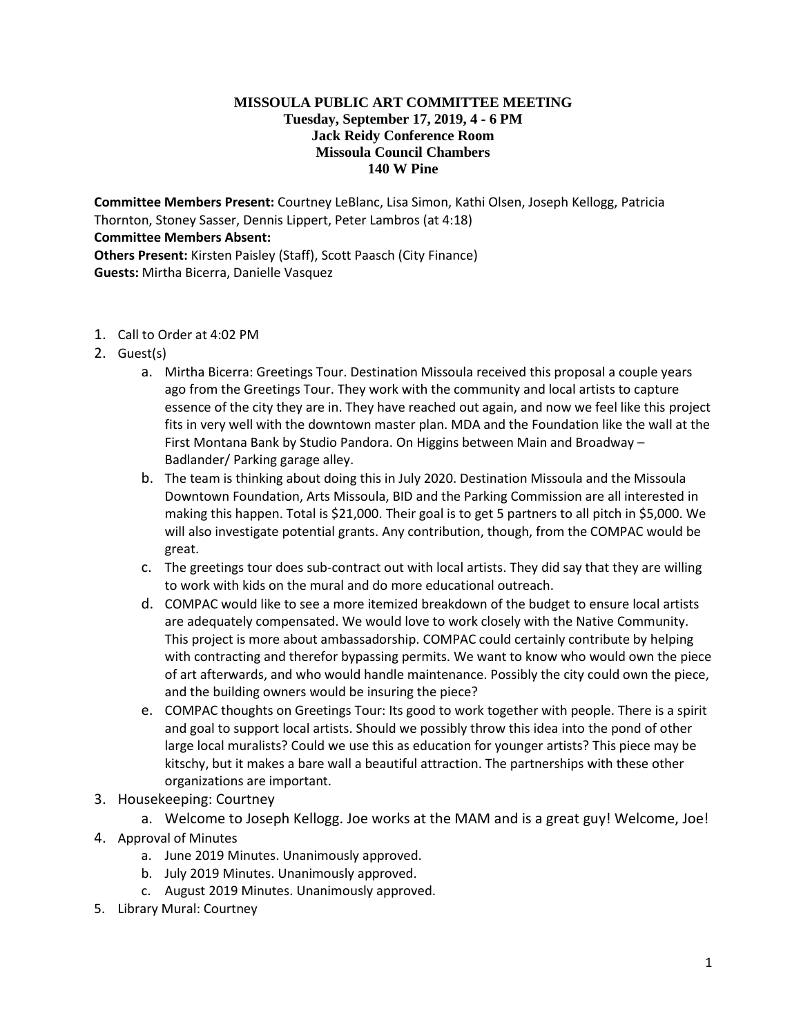# MISSOULA PUBLIC ART COMMITTEE MEETING

**Tuesday, September 17, 2019, 4 - 6 PM**
**Jack Reidy Conference Room**
**Missoula Council Chambers**
**140 W Pine**

**Committee Members Present:** Courtney LeBlanc, Lisa Simon, Kathi Olsen, Joseph Kellogg, Patricia Thornton, Stoney Sasser, Dennis Lippert, Peter Lambros (at 4:18)
**Committee Members Absent:**
**Others Present:** Kirsten Paisley (Staff), Scott Paasch (City Finance)
**Guests:** Mirtha Bicerra, Danielle Vasquez

1. Call to Order at 4:02 PM
2. Guest(s)
   a. Mirtha Bicerra: Greetings Tour. Destination Missoula received this proposal a couple years ago from the Greetings Tour. They work with the community and local artists to capture essence of the city they are in. They have reached out again, and now we feel like this project fits in very well with the downtown master plan. MDA and the Foundation like the wall at the First Montana Bank by Studio Pandora. On Higgins between Main and Broadway – Badlander/ Parking garage alley.
   b. The team is thinking about doing this in July 2020. Destination Missoula and the Missoula Downtown Foundation, Arts Missoula, BID and the Parking Commission are all interested in making this happen. Total is $21,000. Their goal is to get 5 partners to all pitch in $5,000. We will also investigate potential grants. Any contribution, though, from the COMPAC would be great.
   c. The greetings tour does sub-contract out with local artists. They did say that they are willing to work with kids on the mural and do more educational outreach.
   d. COMPAC would like to see a more itemized breakdown of the budget to ensure local artists are adequately compensated. We would love to work closely with the Native Community. This project is more about ambassadorship. COMPAC could certainly contribute by helping with contracting and therefor bypassing permits. We want to know who would own the piece of art afterwards, and who would handle maintenance. Possibly the city could own the piece, and the building owners would be insuring the piece?
   e. COMPAC thoughts on Greetings Tour: Its good to work together with people. There is a spirit and goal to support local artists. Should we possibly throw this idea into the pond of other large local muralists? Could we use this as education for younger artists? This piece may be kitschy, but it makes a bare wall a beautiful attraction. The partnerships with these other organizations are important.
3. Housekeeping: Courtney
   a. Welcome to Joseph Kellogg. Joe works at the MAM and is a great guy! Welcome, Joe!
4. Approval of Minutes
   a. June 2019 Minutes. Unanimously approved.
   b. July 2019 Minutes. Unanimously approved.
   c. August 2019 Minutes. Unanimously approved.
5. Library Mural: Courtney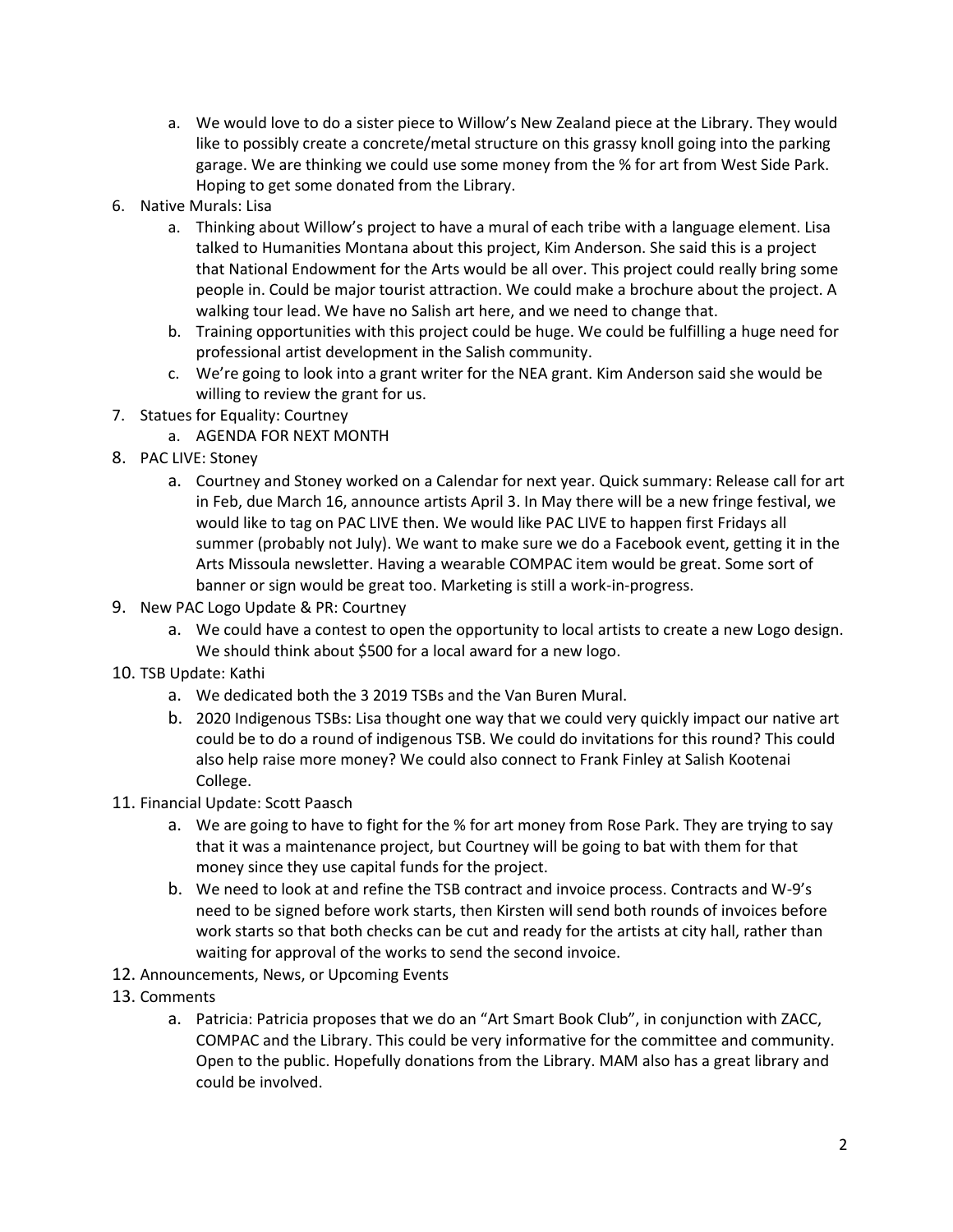a. We would love to do a sister piece to Willow's New Zealand piece at the Library. They would like to possibly create a concrete/metal structure on this grassy knoll going into the parking garage. We are thinking we could use some money from the % for art from West Side Park. Hoping to get some donated from the Library.

6. Native Murals: Lisa
   a. Thinking about Willow's project to have a mural of each tribe with a language element. Lisa talked to Humanities Montana about this project, Kim Anderson. She said this is a project that National Endowment for the Arts would be all over. This project could really bring some people in. Could be major tourist attraction. We could make a brochure about the project. A walking tour lead. We have no Salish art here, and we need to change that.
   b. Training opportunities with this project could be huge. We could be fulfilling a huge need for professional artist development in the Salish community.
   c. We're going to look into a grant writer for the NEA grant. Kim Anderson said she would be willing to review the grant for us.
7. Statues for Equality: Courtney
   a. AGENDA FOR NEXT MONTH
8. PAC LIVE: Stoney
   a. Courtney and Stoney worked on a Calendar for next year. Quick summary: Release call for art in Feb, due March 16, announce artists April 3. In May there will be a new fringe festival, we would like to tag on PAC LIVE then. We would like PAC LIVE to happen first Fridays all summer (probably not July). We want to make sure we do a Facebook event, getting it in the Arts Missoula newsletter. Having a wearable COMPAC item would be great. Some sort of banner or sign would be great too. Marketing is still a work-in-progress.
9. New PAC Logo Update & PR: Courtney
   a. We could have a contest to open the opportunity to local artists to create a new Logo design. We should think about $500 for a local award for a new logo.
10. TSB Update: Kathi
    a. We dedicated both the 3 2019 TSBs and the Van Buren Mural.
    b. 2020 Indigenous TSBs: Lisa thought one way that we could very quickly impact our native art could be to do a round of indigenous TSB. We could do invitations for this round? This could also help raise more money? We could also connect to Frank Finley at Salish Kootenai College.
11. Financial Update: Scott Paasch
    a. We are going to have to fight for the % for art money from Rose Park. They are trying to say that it was a maintenance project, but Courtney will be going to bat with them for that money since they use capital funds for the project.
    b. We need to look at and refine the TSB contract and invoice process. Contracts and W-9's need to be signed before work starts, then Kirsten will send both rounds of invoices before work starts so that both checks can be cut and ready for the artists at city hall, rather than waiting for approval of the works to send the second invoice.
12. Announcements, News, or Upcoming Events
13. Comments
    a. Patricia: Patricia proposes that we do an "Art Smart Book Club", in conjunction with ZACC, COMPAC and the Library. This could be very informative for the committee and community. Open to the public. Hopefully donations from the Library. MAM also has a great library and could be involved.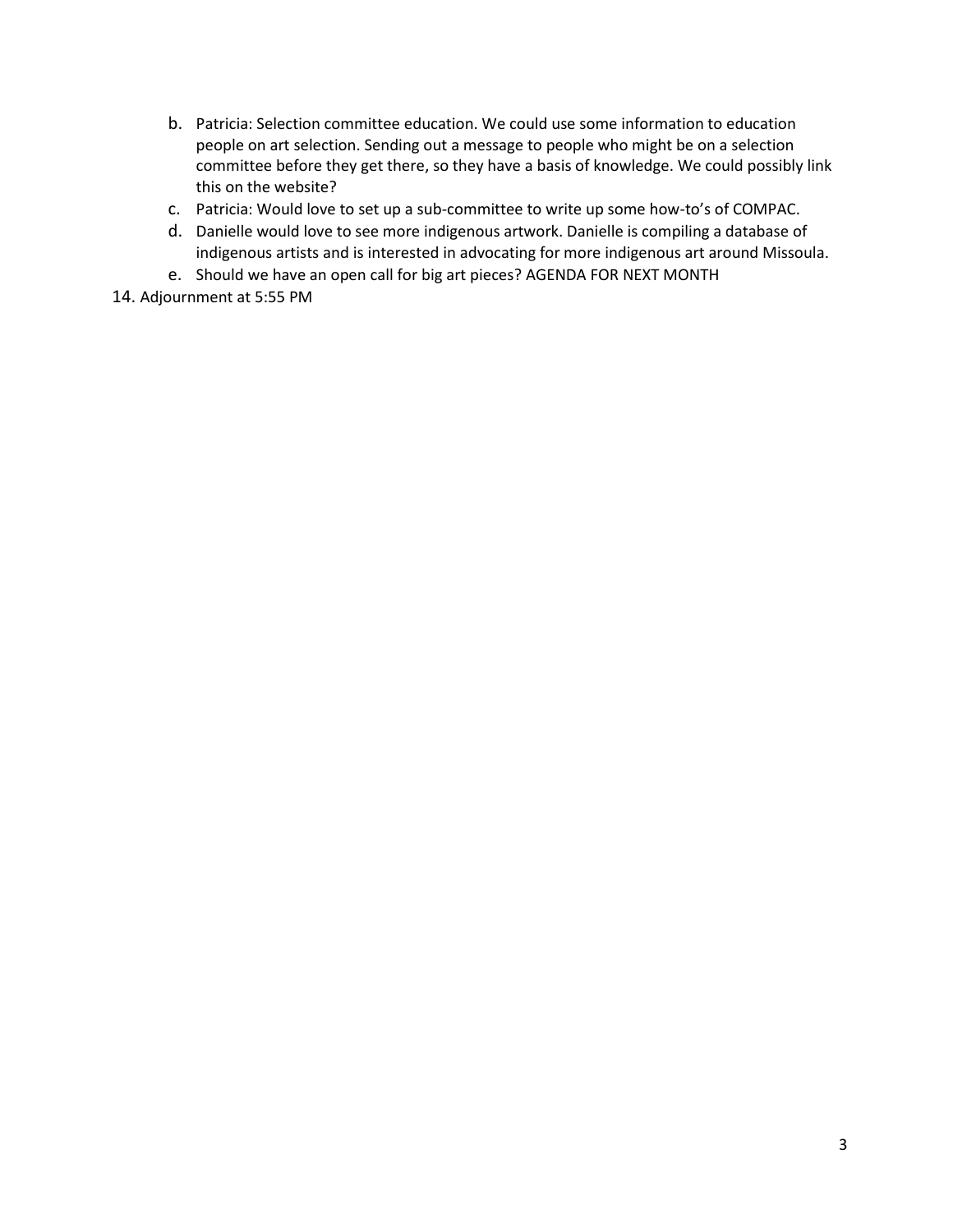b. Patricia: Selection committee education. We could use some information to education people on art selection. Sending out a message to people who might be on a selection committee before they get there, so they have a basis of knowledge. We could possibly link this on the website?
c. Patricia: Would love to set up a sub-committee to write up some how-to's of COMPAC.
d. Danielle would love to see more indigenous artwork. Danielle is compiling a database of indigenous artists and is interested in advocating for more indigenous art around Missoula.
e. Should we have an open call for big art pieces? AGENDA FOR NEXT MONTH

14. Adjournment at 5:55 PM